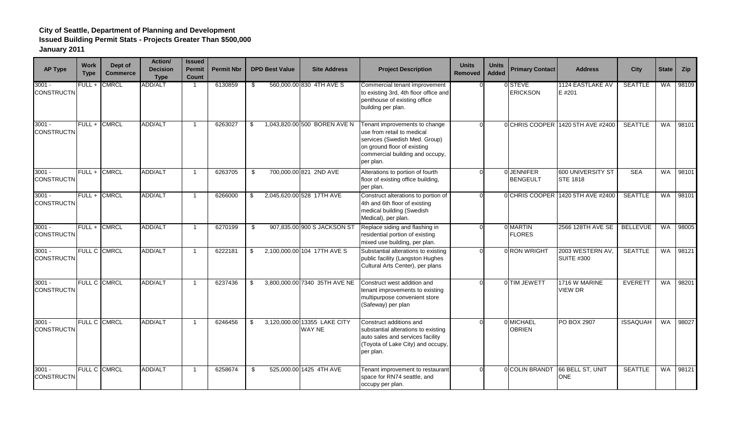**City of Seattle, Department of Planning and Development**
**Issued Building Permit Stats - Projects Greater Than $500,000**
**January 2011**

| AP Type | Work Type | Dept of Commerce | Action/ Decision Type | Issued Permit Count | Permit Nbr | DPD Best Value | Site Address | Project Description | Units Removed | Units Added | Primary Contact | Address | City | State | Zip |
|---|---|---|---|---|---|---|---|---|---|---|---|---|---|---|---|
| 3001 - CONSTRUCTN | FULL + | CMRCL | ADD/ALT | 1 | 6130859 | $ 560,000.00 | 830 4TH AVE S | Commercial tenant improvement to existing 3rd, 4th floor office and penthouse of existing office building per plan. | 0 | 0 | STEVE ERICKSON | 1124 EASTLAKE AV E #201 | SEATTLE | WA | 98109 |
| 3001 - CONSTRUCTN | FULL + | CMRCL | ADD/ALT | 1 | 6263027 | $ 1,043,820.00 | 500 BOREN AVE N | Tenant improvements to change use from retail to medical services (Swedish Med. Group) on ground floor of existing commercial building and occupy, per plan. | 0 | 0 | CHRIS COOPER | 1420 5TH AVE #2400 | SEATTLE | WA | 98101 |
| 3001 - CONSTRUCTN | FULL + | CMRCL | ADD/ALT | 1 | 6263705 | $ 700,000.00 | 821 2ND AVE | Alterations to portion of fourth floor of existing office building, per plan. | 0 | 0 | JENNIFER BENGEULT | 600 UNIVERSITY ST STE 1818 | SEA | WA | 98101 |
| 3001 - CONSTRUCTN | FULL + | CMRCL | ADD/ALT | 1 | 6266000 | $ 2,045,620.00 | 528 17TH AVE | Construct alterations to portion of 4th and 6th floor of existing medical building (Swedish Medical), per plan. | 0 | 0 | CHRIS COOPER | 1420 5TH AVE #2400 | SEATTLE | WA | 98101 |
| 3001 - CONSTRUCTN | FULL + | CMRCL | ADD/ALT | 1 | 6270199 | $ 907,835.00 | 900 S JACKSON ST | Replace siding and flashing in residential portion of existing mixed use building, per plan. | 0 | 0 | MARTIN FLORES | 2566 128TH AVE SE | BELLEVUE | WA | 98005 |
| 3001 - CONSTRUCTN | FULL C | CMRCL | ADD/ALT | 1 | 6222181 | $ 2,100,000.00 | 104 17TH AVE S | Substantial alterations to existing public facility (Langston Hughes Cultural Arts Center), per plans | 0 | 0 | RON WRIGHT | 2003 WESTERN AV, SUITE #300 | SEATTLE | WA | 98121 |
| 3001 - CONSTRUCTN | FULL C | CMRCL | ADD/ALT | 1 | 6237436 | $ 3,800,000.00 | 7340 35TH AVE NE | Construct west addition and tenant improvements to existing multipurpose convenient store (Safeway) per plan | 0 | 0 | TIM JEWETT | 1716 W MARINE VIEW DR | EVERETT | WA | 98201 |
| 3001 - CONSTRUCTN | FULL C | CMRCL | ADD/ALT | 1 | 6246456 | $ 3,120,000.00 | 13355 LAKE CITY WAY NE | Construct additions and substantial alterations to existing auto sales and services facility (Toyota of Lake City) and occupy, per plan. | 0 | 0 | MICHAEL OBRIEN | PO BOX 2907 | ISSAQUAH | WA | 98027 |
| 3001 - CONSTRUCTN | FULL C | CMRCL | ADD/ALT | 1 | 6258674 | $ 525,000.00 | 1425 4TH AVE | Tenant improvement to restaurant space for RN74 seattle, and occupy per plan. | 0 | 0 | COLIN BRANDT | 66 BELL ST, UNIT ONE | SEATTLE | WA | 98121 |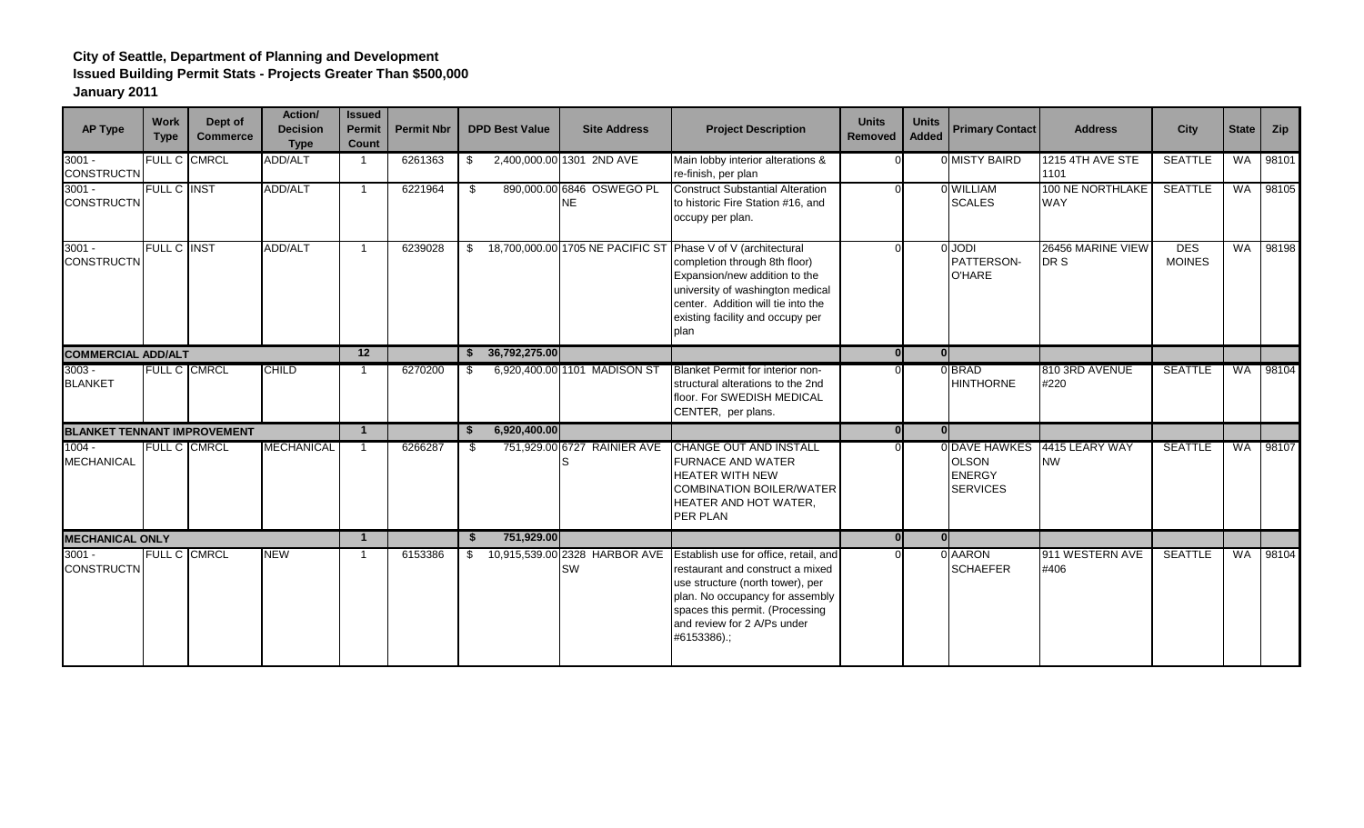**City of Seattle, Department of Planning and Development**
**Issued Building Permit Stats - Projects Greater Than $500,000**
**January 2011**

| AP Type | Work Type | Dept of Commerce | Action/ Decision Type | Issued Permit Count | Permit Nbr | DPD Best Value | Site Address | Project Description | Units Removed | Units Added | Primary Contact | Address | City | State | Zip |
|---|---|---|---|---|---|---|---|---|---|---|---|---|---|---|---|
| 3001 - CONSTRUCTN | FULL C | CMRCL | ADD/ALT | 1 | 6261363 | $ 2,400,000.00 | 1301 2ND AVE | Main lobby interior alterations & re-finish, per plan | 0 | 0 | MISTY BAIRD | 1215 4TH AVE STE 1101 | SEATTLE | WA | 98101 |
| 3001 - CONSTRUCTN | FULL C | INST | ADD/ALT | 1 | 6221964 | $ 890,000.00 | 6846 OSWEGO PL NE | Construct Substantial Alteration to historic Fire Station #16, and occupy per plan. | 0 | 0 | WILLIAM SCALES | 100 NE NORTHLAKE WAY | SEATTLE | WA | 98105 |
| 3001 - CONSTRUCTN | FULL C | INST | ADD/ALT | 1 | 6239028 | $ 18,700,000.00 | 1705 NE PACIFIC ST | Phase V of V (architectural completion through 8th floor) Expansion/new addition to the university of washington medical center. Addition will tie into the existing facility and occupy per plan | 0 | 0 | JODI PATTERSON-O'HARE | 26456 MARINE VIEW DR S | DES MOINES | WA | 98198 |
| **COMMERCIAL ADD/ALT** | | | | **12** | | **$ 36,792,275.00** | | | **0** | **0** | | | | | |
| 3003 - BLANKET | FULL C | CMRCL | CHILD | 1 | 6270200 | $ 6,920,400.00 | 1101 MADISON ST | Blanket Permit for interior non-structural alterations to the 2nd floor. For SWEDISH MEDICAL CENTER, per plans. | 0 | 0 | BRAD HINTHORNE | 810 3RD AVENUE #220 | SEATTLE | WA | 98104 |
| **BLANKET TENNANT IMPROVEMENT** | | | | **1** | | **$ 6,920,400.00** | | | **0** | **0** | | | | | |
| 1004 - MECHANICAL | FULL C | CMRCL | MECHANICAL | 1 | 6266287 | $ 751,929.00 | 6727 RAINIER AVE S | CHANGE OUT AND INSTALL FURNACE AND WATER HEATER WITH NEW COMBINATION BOILER/WATER HEATER AND HOT WATER, PER PLAN | 0 | 0 | DAVE HAWKES OLSON ENERGY SERVICES | 4415 LEARY WAY NW | SEATTLE | WA | 98107 |
| **MECHANICAL ONLY** | | | | **1** | | **$ 751,929.00** | | | **0** | **0** | | | | | |
| 3001 - CONSTRUCTN | FULL C | CMRCL | NEW | 1 | 6153386 | $ 10,915,539.00 | 2328 HARBOR AVE SW | Establish use for office, retail, and restaurant and construct a mixed use structure (north tower), per plan. No occupancy for assembly spaces this permit. (Processing and review for 2 A/Ps under #6153386).; | 0 | 0 | AARON SCHAEFER | 911 WESTERN AVE #406 | SEATTLE | WA | 98104 |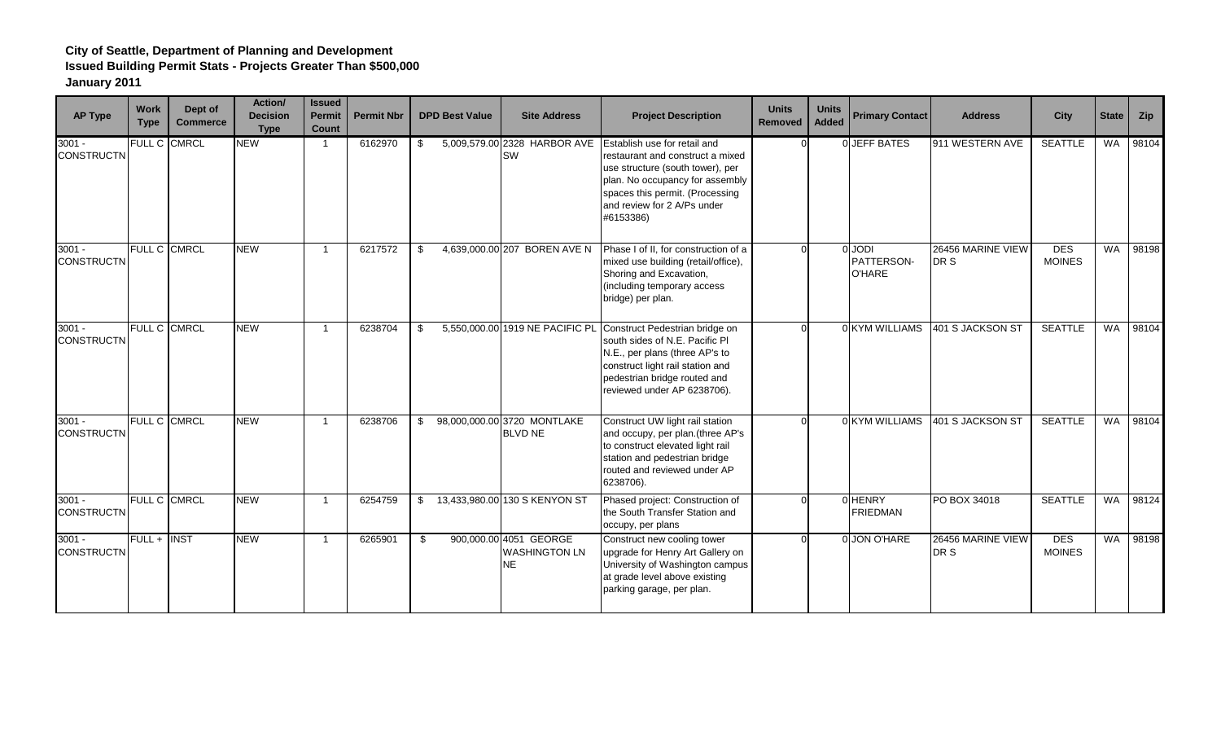**City of Seattle, Department of Planning and Development**
**Issued Building Permit Stats - Projects Greater Than $500,000**
**January 2011**

| AP Type | Work Type | Dept of Commerce | Action/ Decision Type | Issued Permit Count | Permit Nbr | DPD Best Value | Site Address | Project Description | Units Removed | Units Added | Primary Contact | Address | City | State | Zip |
|---|---|---|---|---|---|---|---|---|---|---|---|---|---|---|---|
| 3001 - CONSTRUCTN | FULL C | CMRCL | NEW | 1 | 6162970 | $ 5,009,579.00 | 2328 HARBOR AVE SW | Establish use for retail and restaurant and construct a mixed use structure (south tower), per plan. No occupancy for assembly spaces this permit. (Processing and review for 2 A/Ps under #6153386) | 0 | 0 | JEFF BATES | 911 WESTERN AVE | SEATTLE | WA | 98104 |
| 3001 - CONSTRUCTN | FULL C | CMRCL | NEW | 1 | 6217572 | $ 4,639,000.00 | 207 BOREN AVE N | Phase I of II, for construction of a mixed use building (retail/office), Shoring and Excavation, (including temporary access bridge) per plan. | 0 | 0 | JODI PATTERSON-O'HARE | 26456 MARINE VIEW DR S | DES MOINES | WA | 98198 |
| 3001 - CONSTRUCTN | FULL C | CMRCL | NEW | 1 | 6238704 | $ 5,550,000.00 | 1919 NE PACIFIC PL | Construct Pedestrian bridge on south sides of N.E. Pacific Pl N.E., per plans (three AP's to construct light rail station and pedestrian bridge routed and reviewed under AP 6238706). | 0 | 0 | KYM WILLIAMS | 401 S JACKSON ST | SEATTLE | WA | 98104 |
| 3001 - CONSTRUCTN | FULL C | CMRCL | NEW | 1 | 6238706 | $ 98,000,000.00 | 3720 MONTLAKE BLVD NE | Construct UW light rail station and occupy, per plan.(three AP's to construct elevated light rail station and pedestrian bridge routed and reviewed under AP 6238706). | 0 | 0 | KYM WILLIAMS | 401 S JACKSON ST | SEATTLE | WA | 98104 |
| 3001 - CONSTRUCTN | FULL C | CMRCL | NEW | 1 | 6254759 | $ 13,433,980.00 | 130 S KENYON ST | Phased project: Construction of the South Transfer Station and occupy, per plans | 0 | 0 | HENRY FRIEDMAN | PO BOX 34018 | SEATTLE | WA | 98124 |
| 3001 - CONSTRUCTN | FULL + | INST | NEW | 1 | 6265901 | $ 900,000.00 | 4051 GEORGE WASHINGTON LN NE | Construct new cooling tower upgrade for Henry Art Gallery on University of Washington campus at grade level above existing parking garage, per plan. | 0 | 0 | JON O'HARE | 26456 MARINE VIEW DR S | DES MOINES | WA | 98198 |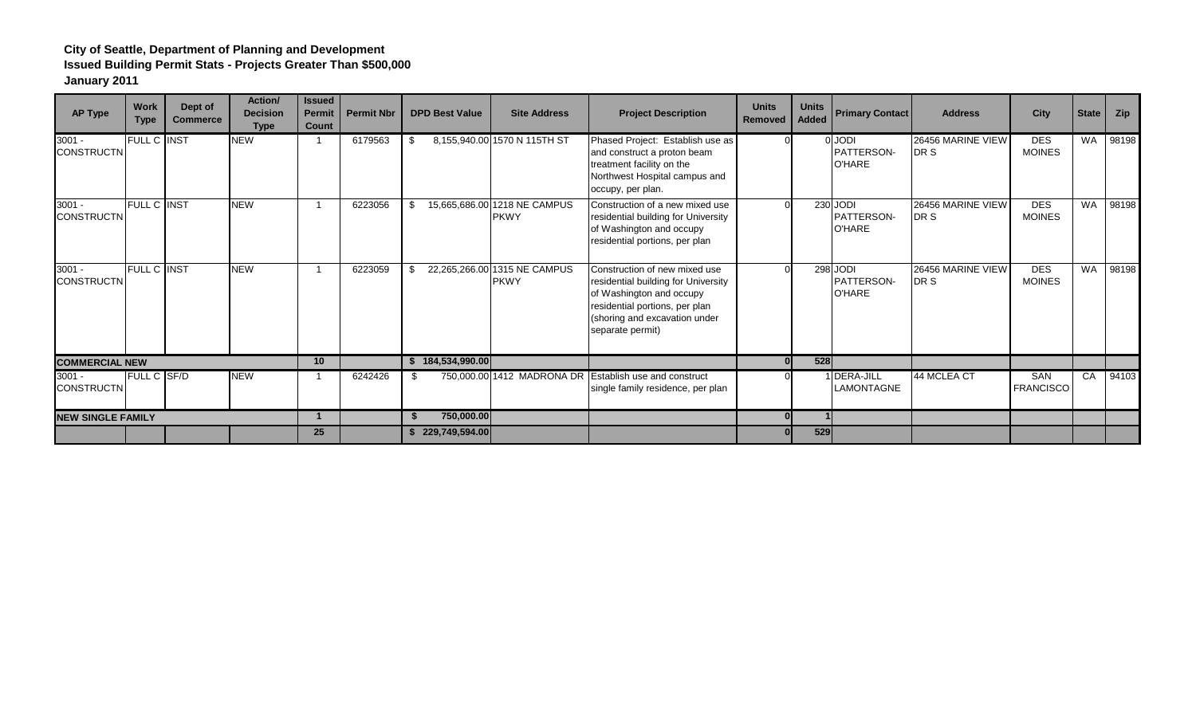**City of Seattle, Department of Planning and Development**
**Issued Building Permit Stats - Projects Greater Than $500,000**
**January 2011**

| AP Type | Work Type | Dept of Commerce | Action/ Decision Type | Issued Permit Count | Permit Nbr | DPD Best Value | Site Address | Project Description | Units Removed | Units Added | Primary Contact | Address | City | State | Zip |
|---|---|---|---|---|---|---|---|---|---|---|---|---|---|---|---|
| 3001 - CONSTRUCTN | FULL C | INST | NEW | 1 | 6179563 | $ 8,155,940.00 | 1570 N 115TH ST | Phased Project: Establish use as and construct a proton beam treatment facility on the Northwest Hospital campus and occupy, per plan. | 0 | 0 | JODI PATTERSON-O'HARE | 26456 MARINE VIEW DR S | DES MOINES | WA | 98198 |
| 3001 - CONSTRUCTN | FULL C | INST | NEW | 1 | 6223056 | $ 15,665,686.00 | 1218 NE CAMPUS PKWY | Construction of a new mixed use residential building for University of Washington and occupy residential portions, per plan | 0 | 230 | JODI PATTERSON-O'HARE | 26456 MARINE VIEW DR S | DES MOINES | WA | 98198 |
| 3001 - CONSTRUCTN | FULL C | INST | NEW | 1 | 6223059 | $ 22,265,266.00 | 1315 NE CAMPUS PKWY | Construction of new mixed use residential building for University of Washington and occupy residential portions, per plan (shoring and excavation under separate permit) | 0 | 298 | JODI PATTERSON-O'HARE | 26456 MARINE VIEW DR S | DES MOINES | WA | 98198 |
| **COMMERCIAL NEW** | | | | **10** | | **$ 184,534,990.00** | | | **0** | **528** | | | | | |
| 3001 - CONSTRUCTN | FULL C | SF/D | NEW | 1 | 6242426 | $ 750,000.00 | 1412 MADRONA DR | Establish use and construct single family residence, per plan | 0 | 1 | DERA-JILL LAMONTAGNE | 44 MCLEA CT | SAN FRANCISCO | CA | 94103 |
| **NEW SINGLE FAMILY** | | | | **1** | | **$ 750,000.00** | | | **0** | **1** | | | | | |
| | | | | **25** | | **$ 229,749,594.00** | | | **0** | **529** | | | | | |